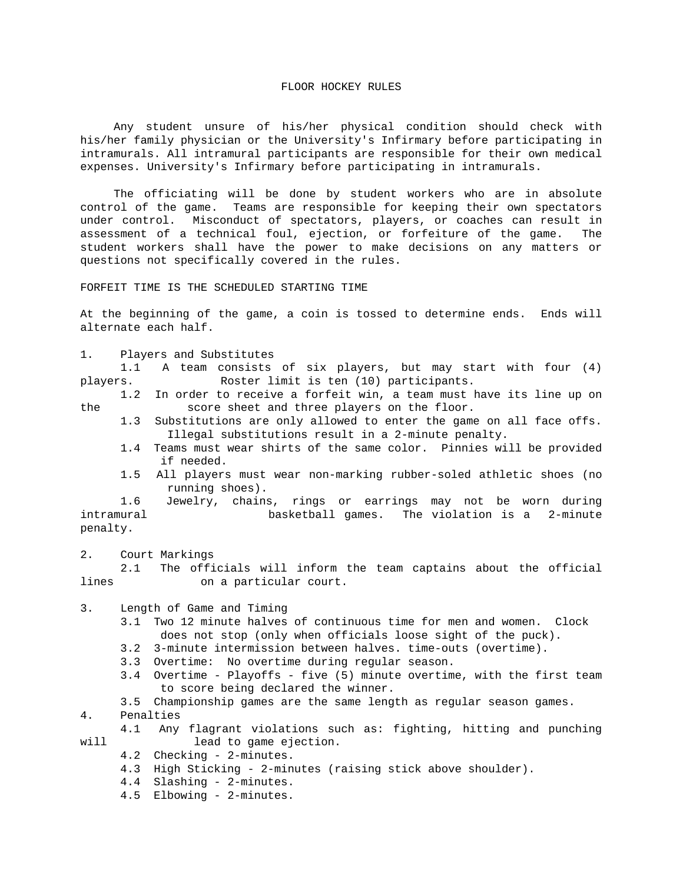# FLOOR HOCKEY RULES

Any student unsure of his/her physical condition should check with his/her family physician or the University's Infirmary before participating in intramurals. All intramural participants are responsible for their own medical expenses. University's Infirmary before participating in intramurals.

The officiating will be done by student workers who are in absolute control of the game. Teams are responsible for keeping their own spectators under control. Misconduct of spectators, players, or coaches can result in assessment of a technical foul, ejection, or forfeiture of the game. The student workers shall have the power to make decisions on any matters or questions not specifically covered in the rules.

FORFEIT TIME IS THE SCHEDULED STARTING TIME

At the beginning of the game, a coin is tossed to determine ends. Ends will alternate each half.

1. Players and Substitutes
   - 1.1 A team consists of six players, but may start with four (4) players. Roster limit is ten (10) participants.
   - 1.2 In order to receive a forfeit win, a team must have its line up on the score sheet and three players on the floor.
   - 1.3 Substitutions are only allowed to enter the game on all face offs. Illegal substitutions result in a 2-minute penalty.
   - 1.4 Teams must wear shirts of the same color. Pinnies will be provided if needed.
   - 1.5 All players must wear non-marking rubber-soled athletic shoes (no running shoes).
   - 1.6 Jewelry, chains, rings or earrings may not be worn during intramural basketball games. The violation is a 2-minute penalty.

2. Court Markings
   - 2.1 The officials will inform the team captains about the official lines on a particular court.

3. Length of Game and Timing
   - 3.1 Two 12 minute halves of continuous time for men and women. Clock does not stop (only when officials loose sight of the puck).
   - 3.2 3-minute intermission between halves. time-outs (overtime).
   - 3.3 Overtime: No overtime during regular season.
   - 3.4 Overtime - Playoffs - five (5) minute overtime, with the first team to score being declared the winner.
   - 3.5 Championship games are the same length as regular season games.

4. Penalties
   - 4.1 Any flagrant violations such as: fighting, hitting and punching will lead to game ejection.
   - 4.2 Checking - 2-minutes.
   - 4.3 High Sticking - 2-minutes (raising stick above shoulder).
   - 4.4 Slashing - 2-minutes.
   - 4.5 Elbowing - 2-minutes.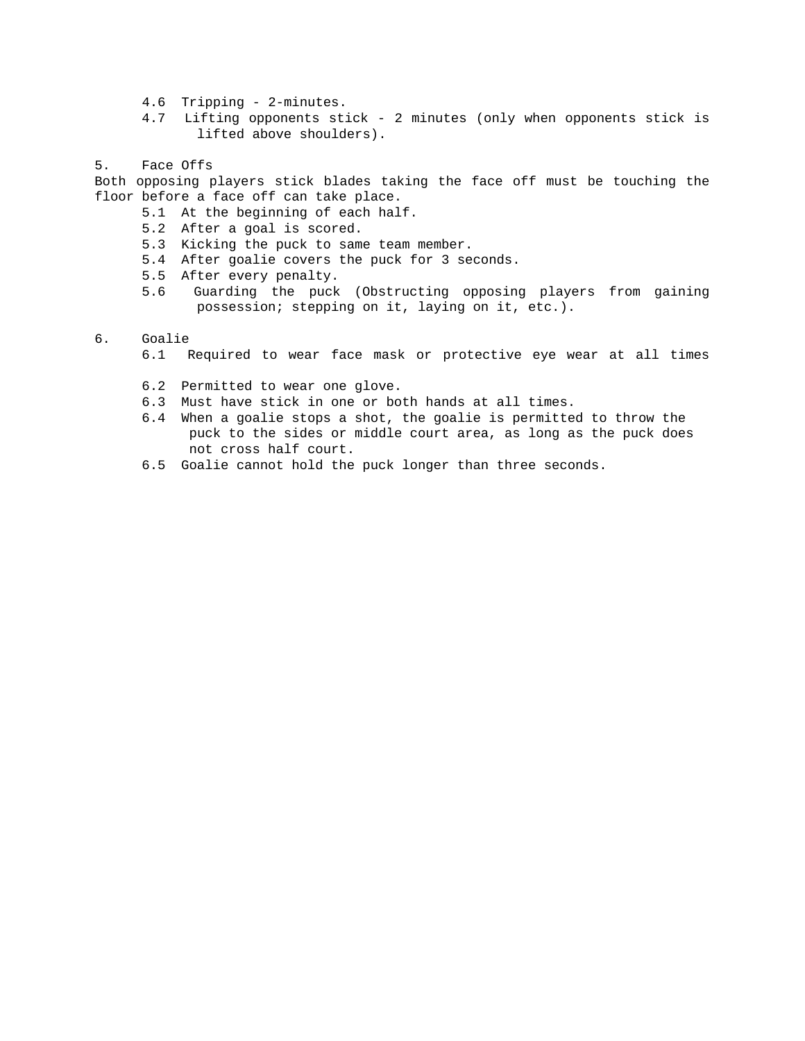4.6 Tripping - 2-minutes.

4.7 Lifting opponents stick - 2 minutes (only when opponents stick is lifted above shoulders).

5. Face Offs

Both opposing players stick blades taking the face off must be touching the floor before a face off can take place.

5.1 At the beginning of each half.

5.2 After a goal is scored.

5.3 Kicking the puck to same team member.

5.4 After goalie covers the puck for 3 seconds.

5.5 After every penalty.

5.6 Guarding the puck (Obstructing opposing players from gaining possession; stepping on it, laying on it, etc.).

6. Goalie

6.1 Required to wear face mask or protective eye wear at all times

6.2 Permitted to wear one glove.

6.3 Must have stick in one or both hands at all times.

6.4 When a goalie stops a shot, the goalie is permitted to throw the puck to the sides or middle court area, as long as the puck does not cross half court.

6.5 Goalie cannot hold the puck longer than three seconds.